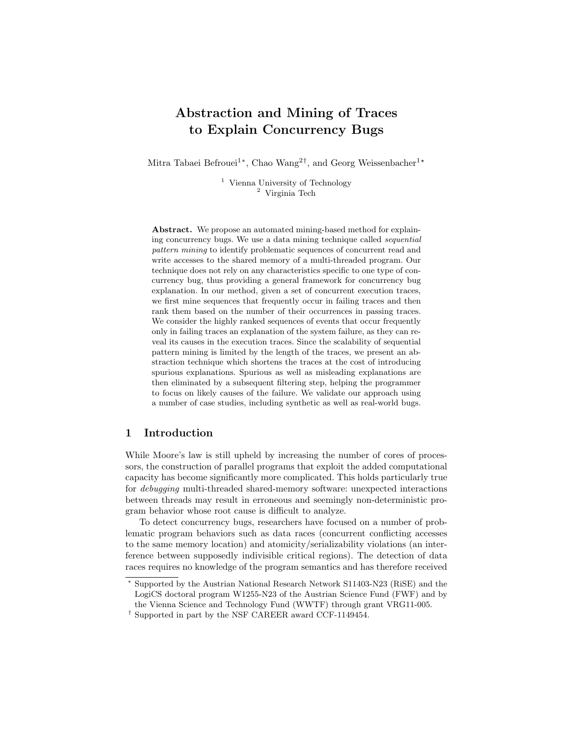# Abstraction and Mining of Traces to Explain Concurrency Bugs

Mitra Tabaei Befrouei[1*], Chao Wang[2†], and Georg Weissenbacher[1*]

[1] Vienna University of Technology
[2] Virginia Tech

**Abstract.** We propose an automated mining-based method for explaining concurrency bugs. We use a data mining technique called *sequential pattern mining* to identify problematic sequences of concurrent read and write accesses to the shared memory of a multi-threaded program. Our technique does not rely on any characteristics specific to one type of concurrency bug, thus providing a general framework for concurrency bug explanation. In our method, given a set of concurrent execution traces, we first mine sequences that frequently occur in failing traces and then rank them based on the number of their occurrences in passing traces. We consider the highly ranked sequences of events that occur frequently only in failing traces an explanation of the system failure, as they can reveal its causes in the execution traces. Since the scalability of sequential pattern mining is limited by the length of the traces, we present an abstraction technique which shortens the traces at the cost of introducing spurious explanations. Spurious as well as misleading explanations are then eliminated by a subsequent filtering step, helping the programmer to focus on likely causes of the failure. We validate our approach using a number of case studies, including synthetic as well as real-world bugs.

## 1 Introduction

While Moore's law is still upheld by increasing the number of cores of processors, the construction of parallel programs that exploit the added computational capacity has become significantly more complicated. This holds particularly true for *debugging* multi-threaded shared-memory software: unexpected interactions between threads may result in erroneous and seemingly non-deterministic program behavior whose root cause is difficult to analyze.

To detect concurrency bugs, researchers have focused on a number of problematic program behaviors such as data races (concurrent conflicting accesses to the same memory location) and atomicity/serializability violations (an interference between supposedly indivisible critical regions). The detection of data races requires no knowledge of the program semantics and has therefore received

---

[*] Supported by the Austrian National Research Network S11403-N23 (RiSE) and the LogiCS doctoral program W1255-N23 of the Austrian Science Fund (FWF) and by the Vienna Science and Technology Fund (WWTF) through grant VRG11-005.

[†] Supported in part by the NSF CAREER award CCF-1149454.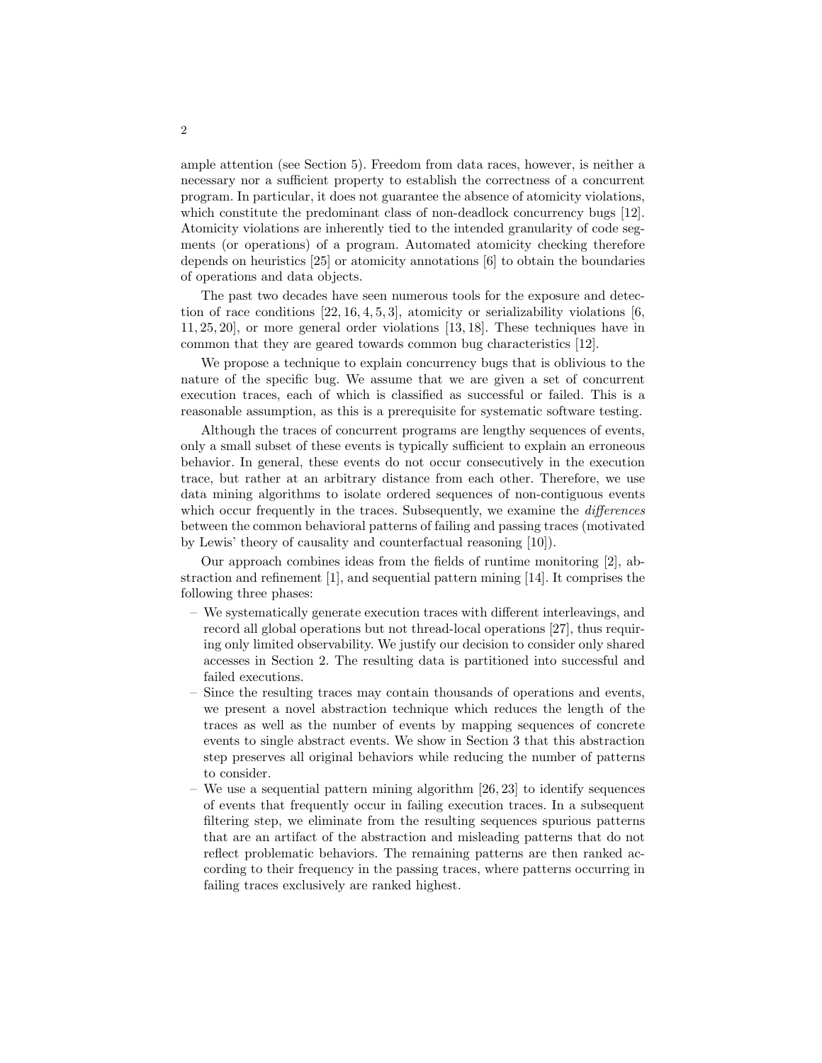ample attention (see Section 5). Freedom from data races, however, is neither a necessary nor a sufficient property to establish the correctness of a concurrent program. In particular, it does not guarantee the absence of atomicity violations, which constitute the predominant class of non-deadlock concurrency bugs [12]. Atomicity violations are inherently tied to the intended granularity of code segments (or operations) of a program. Automated atomicity checking therefore depends on heuristics [25] or atomicity annotations [6] to obtain the boundaries of operations and data objects.

The past two decades have seen numerous tools for the exposure and detection of race conditions [22, 16, 4, 5, 3], atomicity or serializability violations [6, 11, 25, 20], or more general order violations [13, 18]. These techniques have in common that they are geared towards common bug characteristics [12].

We propose a technique to explain concurrency bugs that is oblivious to the nature of the specific bug. We assume that we are given a set of concurrent execution traces, each of which is classified as successful or failed. This is a reasonable assumption, as this is a prerequisite for systematic software testing.

Although the traces of concurrent programs are lengthy sequences of events, only a small subset of these events is typically sufficient to explain an erroneous behavior. In general, these events do not occur consecutively in the execution trace, but rather at an arbitrary distance from each other. Therefore, we use data mining algorithms to isolate ordered sequences of non-contiguous events which occur frequently in the traces. Subsequently, we examine the *differences* between the common behavioral patterns of failing and passing traces (motivated by Lewis' theory of causality and counterfactual reasoning [10]).

Our approach combines ideas from the fields of runtime monitoring [2], abstraction and refinement [1], and sequential pattern mining [14]. It comprises the following three phases:

- We systematically generate execution traces with different interleavings, and record all global operations but not thread-local operations [27], thus requiring only limited observability. We justify our decision to consider only shared accesses in Section 2. The resulting data is partitioned into successful and failed executions.
- Since the resulting traces may contain thousands of operations and events, we present a novel abstraction technique which reduces the length of the traces as well as the number of events by mapping sequences of concrete events to single abstract events. We show in Section 3 that this abstraction step preserves all original behaviors while reducing the number of patterns to consider.
- We use a sequential pattern mining algorithm [26, 23] to identify sequences of events that frequently occur in failing execution traces. In a subsequent filtering step, we eliminate from the resulting sequences spurious patterns that are an artifact of the abstraction and misleading patterns that do not reflect problematic behaviors. The remaining patterns are then ranked according to their frequency in the passing traces, where patterns occurring in failing traces exclusively are ranked highest.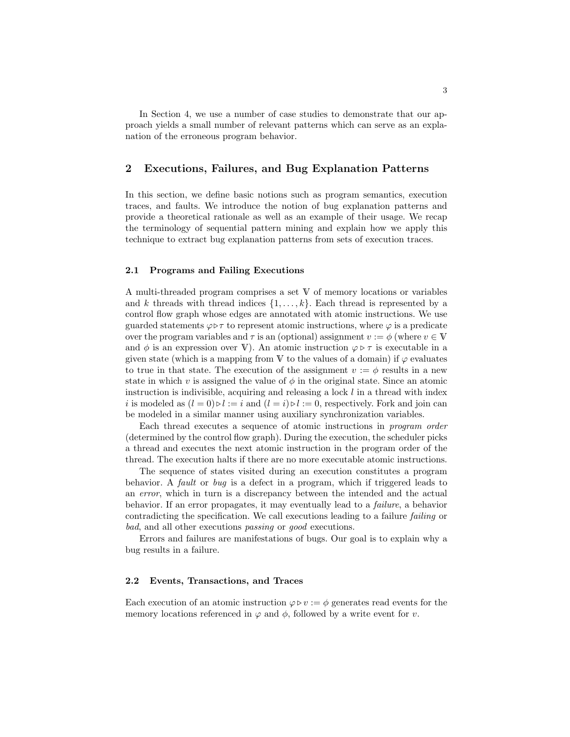In Section 4, we use a number of case studies to demonstrate that our approach yields a small number of relevant patterns which can serve as an explanation of the erroneous program behavior.

## 2 Executions, Failures, and Bug Explanation Patterns

In this section, we define basic notions such as program semantics, execution traces, and faults. We introduce the notion of bug explanation patterns and provide a theoretical rationale as well as an example of their usage. We recap the terminology of sequential pattern mining and explain how we apply this technique to extract bug explanation patterns from sets of execution traces.

### 2.1 Programs and Failing Executions

A multi-threaded program comprises a set $\mathbb{V}$ of memory locations or variables and $k$ threads with thread indices $\{1, \ldots, k\}$. Each thread is represented by a control flow graph whose edges are annotated with atomic instructions. We use guarded statements $\varphi \triangleright \tau$ to represent atomic instructions, where $\varphi$ is a predicate over the program variables and $\tau$ is an (optional) assignment $v := \phi$ (where $v \in \mathbb{V}$ and $\phi$ is an expression over $\mathbb{V}$). An atomic instruction $\varphi \triangleright \tau$ is executable in a given state (which is a mapping from $\mathbb{V}$ to the values of a domain) if $\varphi$ evaluates to true in that state. The execution of the assignment $v := \phi$ results in a new state in which $v$ is assigned the value of $\phi$ in the original state. Since an atomic instruction is indivisible, acquiring and releasing a lock $l$ in a thread with index $i$ is modeled as $(l = 0) \triangleright l := i$ and $(l = i) \triangleright l := 0$, respectively. Fork and join can be modeled in a similar manner using auxiliary synchronization variables.

Each thread executes a sequence of atomic instructions in *program order* (determined by the control flow graph). During the execution, the scheduler picks a thread and executes the next atomic instruction in the program order of the thread. The execution halts if there are no more executable atomic instructions.

The sequence of states visited during an execution constitutes a program behavior. A *fault* or *bug* is a defect in a program, which if triggered leads to an *error*, which in turn is a discrepancy between the intended and the actual behavior. If an error propagates, it may eventually lead to a *failure*, a behavior contradicting the specification. We call executions leading to a failure *failing* or *bad*, and all other executions *passing* or *good* executions.

Errors and failures are manifestations of bugs. Our goal is to explain why a bug results in a failure.

### 2.2 Events, Transactions, and Traces

Each execution of an atomic instruction $\varphi \triangleright v := \phi$ generates read events for the memory locations referenced in $\varphi$ and $\phi$, followed by a write event for $v$.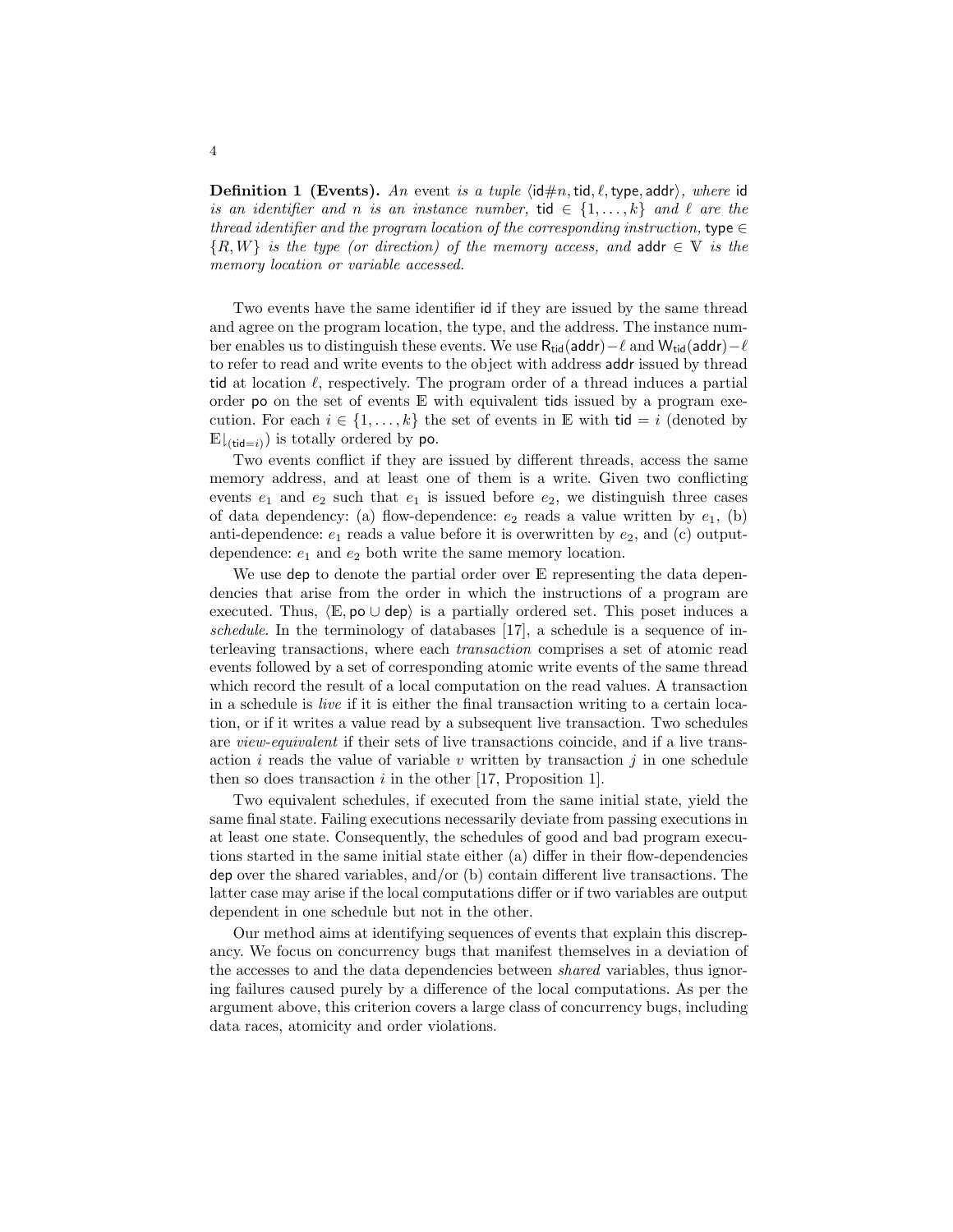**Definition 1 (Events).** *An* event *is a tuple* $\langle \mathsf{id}\#n, \mathsf{tid}, \ell, \mathsf{type}, \mathsf{addr}\rangle$*, where* $\mathsf{id}$ *is an identifier and* $n$ *is an instance number,* $\mathsf{tid} \in \{1, \ldots, k\}$ *and* $\ell$ *are the thread identifier and the program location of the corresponding instruction,* $\mathsf{type} \in \{R, W\}$ *is the type (or direction) of the memory access, and* $\mathsf{addr} \in \mathbb{V}$ *is the memory location or variable accessed.*

Two events have the same identifier $\mathsf{id}$ if they are issued by the same thread and agree on the program location, the type, and the address. The instance number enables us to distinguish these events. We use $\mathsf{R}_{\mathsf{tid}}(\mathsf{addr}){-}\ell$ and $\mathsf{W}_{\mathsf{tid}}(\mathsf{addr}){-}\ell$ to refer to read and write events to the object with address $\mathsf{addr}$ issued by thread $\mathsf{tid}$ at location $\ell$, respectively. The program order of a thread induces a partial order $\mathsf{po}$ on the set of events $\mathbb{E}$ with equivalent $\mathsf{tid}$s issued by a program execution. For each $i \in \{1, \ldots, k\}$ the set of events in $\mathbb{E}$ with $\mathsf{tid} = i$ (denoted by $\mathbb{E}\downharpoonright_{(\mathsf{tid}=i)}$) is totally ordered by $\mathsf{po}$.

Two events conflict if they are issued by different threads, access the same memory address, and at least one of them is a write. Given two conflicting events $e_1$ and $e_2$ such that $e_1$ is issued before $e_2$, we distinguish three cases of data dependency: (a) flow-dependence: $e_2$ reads a value written by $e_1$, (b) anti-dependence: $e_1$ reads a value before it is overwritten by $e_2$, and (c) output-dependence: $e_1$ and $e_2$ both write the same memory location.

We use $\mathsf{dep}$ to denote the partial order over $\mathbb{E}$ representing the data dependencies that arise from the order in which the instructions of a program are executed. Thus, $\langle \mathbb{E}, \mathsf{po} \cup \mathsf{dep}\rangle$ is a partially ordered set. This poset induces a *schedule*. In the terminology of databases [17], a schedule is a sequence of interleaving transactions, where each *transaction* comprises a set of atomic read events followed by a set of corresponding atomic write events of the same thread which record the result of a local computation on the read values. A transaction in a schedule is *live* if it is either the final transaction writing to a certain location, or if it writes a value read by a subsequent live transaction. Two schedules are *view-equivalent* if their sets of live transactions coincide, and if a live transaction $i$ reads the value of variable $v$ written by transaction $j$ in one schedule then so does transaction $i$ in the other [17, Proposition 1].

Two equivalent schedules, if executed from the same initial state, yield the same final state. Failing executions necessarily deviate from passing executions in at least one state. Consequently, the schedules of good and bad program executions started in the same initial state either (a) differ in their flow-dependencies $\mathsf{dep}$ over the shared variables, and/or (b) contain different live transactions. The latter case may arise if the local computations differ or if two variables are output dependent in one schedule but not in the other.

Our method aims at identifying sequences of events that explain this discrepancy. We focus on concurrency bugs that manifest themselves in a deviation of the accesses to and the data dependencies between *shared* variables, thus ignoring failures caused purely by a difference of the local computations. As per the argument above, this criterion covers a large class of concurrency bugs, including data races, atomicity and order violations.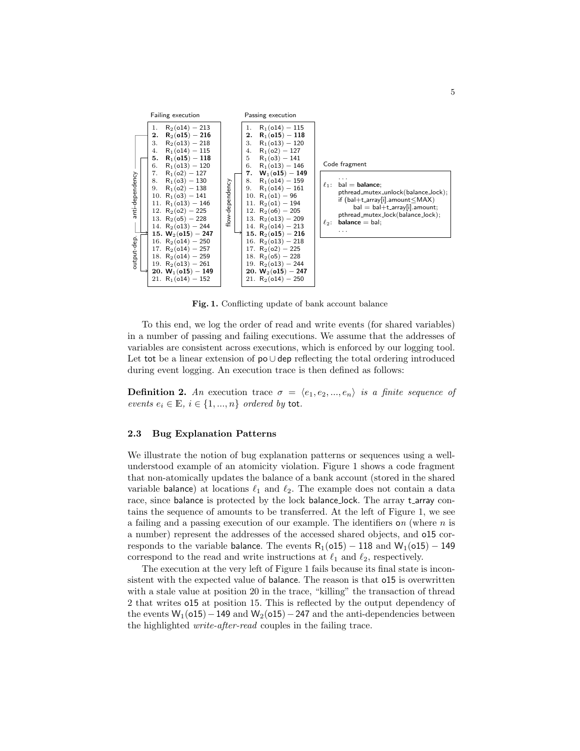Failing execution

| # | Event |
|---|---|
| 1. | $R_2(o14) - 213$ |
| **2.** | $\mathbf{R_2(o15) - 216}$ |
| 3. | $R_2(o13) - 218$ |
| 4. | $R_1(o14) - 115$ |
| **5.** | $\mathbf{R_1(o15) - 118}$ |
| 6. | $R_1(o13) - 120$ |
| 7. | $R_1(o2) - 127$ |
| 8. | $R_1(o3) - 130$ |
| 9. | $R_1(o2) - 138$ |
| 10. | $R_1(o3) - 141$ |
| 11. | $R_1(o13) - 146$ |
| 12. | $R_2(o2) - 225$ |
| 13. | $R_2(o5) - 228$ |
| 14. | $R_2(o13) - 244$ |
| **15.** | $\mathbf{W_2(o15) - 247}$ |
| 16. | $R_2(o14) - 250$ |
| 17. | $R_2(o14) - 257$ |
| 18. | $R_2(o14) - 259$ |
| 19. | $R_2(o13) - 261$ |
| **20.** | $\mathbf{W_1(o15) - 149}$ |
| 21. | $R_1(o14) - 152$ |

(anti-dependency: 2 → 15, 5 → 15; output-dep.: 15 → 20)

Passing execution

| # | Event |
|---|---|
| 1. | $R_1(o14) - 115$ |
| **2.** | $\mathbf{R_1(o15) - 118}$ |
| 3. | $R_1(o13) - 120$ |
| 4. | $R_1(o2) - 127$ |
| 5 | $R_1(o3) - 141$ |
| 6. | $R_1(o13) - 146$ |
| **7.** | $\mathbf{W_1(o15) - 149}$ |
| 8. | $R_1(o14) - 159$ |
| 9. | $R_1(o14) - 161$ |
| 10. | $R_1(o1) - 96$ |
| 11. | $R_2(o1) - 194$ |
| 12. | $R_2(o6) - 205$ |
| 13. | $R_2(o13) - 209$ |
| 14. | $R_2(o14) - 213$ |
| **15.** | $\mathbf{R_2(o15) - 216}$ |
| 16. | $R_2(o13) - 218$ |
| 17. | $R_2(o2) - 225$ |
| 18. | $R_2(o5) - 228$ |
| 19. | $R_2(o13) - 244$ |
| **20.** | $\mathbf{W_2(o15) - 247}$ |
| 21. | $R_2(o14) - 250$ |

(flow-dependency: 7 → 15)

Code fragment

```
      ...
ℓ1:  bal = balance;
     pthread_mutex_unlock(balance_lock);
     if (bal+t_array[i].amount≤MAX)
          bal = bal+t_array[i].amount;
     pthread_mutex_lock(balance_lock);
ℓ2:  balance = bal;
      ...
```

**Fig. 1.** Conflicting update of bank account balance

To this end, we log the order of read and write events (for shared variables) in a number of passing and failing executions. We assume that the addresses of variables are consistent across executions, which is enforced by our logging tool. Let tot be a linear extension of $\mathsf{po} \cup \mathsf{dep}$ reflecting the total ordering introduced during event logging. An execution trace is then defined as follows:

**Definition 2.** *An* execution trace $\sigma = \langle e_1, e_2, ..., e_n \rangle$ *is a finite sequence of events* $e_i \in \mathbb{E}$, $i \in \{1, ..., n\}$ *ordered by* tot.

### 2.3 Bug Explanation Patterns

We illustrate the notion of bug explanation patterns or sequences using a well-understood example of an atomicity violation. Figure 1 shows a code fragment that non-atomically updates the balance of a bank account (stored in the shared variable balance) at locations $\ell_1$ and $\ell_2$. The example does not contain a data race, since balance is protected by the lock balance_lock. The array t_array contains the sequence of amounts to be transferred. At the left of Figure 1, we see a failing and a passing execution of our example. The identifiers o$n$ (where $n$ is a number) represent the addresses of the accessed shared objects, and o15 corresponds to the variable balance. The events $R_1(o15) - 118$ and $W_1(o15) - 149$ correspond to the read and write instructions at $\ell_1$ and $\ell_2$, respectively.

The execution at the very left of Figure 1 fails because its final state is inconsistent with the expected value of balance. The reason is that o15 is overwritten with a stale value at position 20 in the trace, "killing" the transaction of thread 2 that writes o15 at position 15. This is reflected by the output dependency of the events $W_1(o15) - 149$ and $W_2(o15) - 247$ and the anti-dependencies between the highlighted *write-after-read* couples in the failing trace.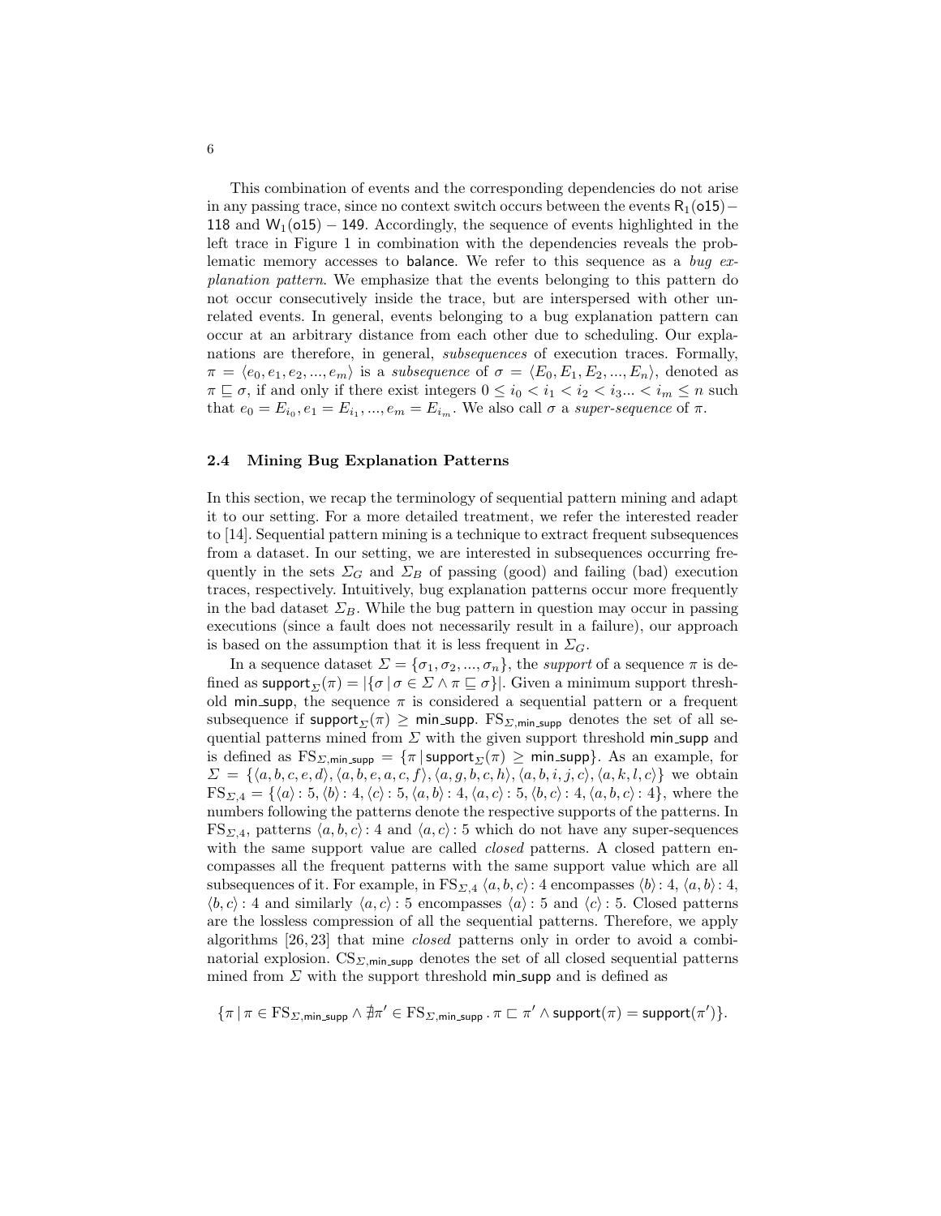This combination of events and the corresponding dependencies do not arise in any passing trace, since no context switch occurs between the events $\mathsf{R}_1(\mathsf{o15})-\mathsf{118}$ and $\mathsf{W}_1(\mathsf{o15})-\mathsf{149}$. Accordingly, the sequence of events highlighted in the left trace in Figure 1 in combination with the dependencies reveals the problematic memory accesses to balance. We refer to this sequence as a *bug explanation pattern*. We emphasize that the events belonging to this pattern do not occur consecutively inside the trace, but are interspersed with other unrelated events. In general, events belonging to a bug explanation pattern can occur at an arbitrary distance from each other due to scheduling. Our explanations are therefore, in general, *subsequences* of execution traces. Formally, $\pi = \langle e_0, e_1, e_2, ..., e_m \rangle$ is a *subsequence* of $\sigma = \langle E_0, E_1, E_2, ..., E_n \rangle$, denoted as $\pi \sqsubseteq \sigma$, if and only if there exist integers $0 \leq i_0 < i_1 < i_2 < i_3 ... < i_m \leq n$ such that $e_0 = E_{i_0}, e_1 = E_{i_1}, ..., e_m = E_{i_m}$. We also call $\sigma$ a *super-sequence* of $\pi$.

### 2.4 Mining Bug Explanation Patterns

In this section, we recap the terminology of sequential pattern mining and adapt it to our setting. For a more detailed treatment, we refer the interested reader to [14]. Sequential pattern mining is a technique to extract frequent subsequences from a dataset. In our setting, we are interested in subsequences occurring frequently in the sets $\Sigma_G$ and $\Sigma_B$ of passing (good) and failing (bad) execution traces, respectively. Intuitively, bug explanation patterns occur more frequently in the bad dataset $\Sigma_B$. While the bug pattern in question may occur in passing executions (since a fault does not necessarily result in a failure), our approach is based on the assumption that it is less frequent in $\Sigma_G$.

In a sequence dataset $\Sigma = \{\sigma_1, \sigma_2, ..., \sigma_n\}$, the *support* of a sequence $\pi$ is defined as $\mathsf{support}_\Sigma(\pi) = |\{\sigma \mid \sigma \in \Sigma \wedge \pi \sqsubseteq \sigma\}|$. Given a minimum support threshold $\mathsf{min\_supp}$, the sequence $\pi$ is considered a sequential pattern or a frequent subsequence if $\mathsf{support}_\Sigma(\pi) \geq \mathsf{min\_supp}$. $\mathrm{FS}_{\Sigma,\mathsf{min\_supp}}$ denotes the set of all sequential patterns mined from $\Sigma$ with the given support threshold $\mathsf{min\_supp}$ and is defined as $\mathrm{FS}_{\Sigma,\mathsf{min\_supp}} = \{\pi \mid \mathsf{support}_\Sigma(\pi) \geq \mathsf{min\_supp}\}$. As an example, for $\Sigma = \{\langle a, b, c, e, d \rangle, \langle a, b, e, a, c, f \rangle, \langle a, g, b, c, h \rangle, \langle a, b, i, j, c \rangle, \langle a, k, l, c \rangle\}$ we obtain $\mathrm{FS}_{\Sigma,4} = \{\langle a \rangle : 5, \langle b \rangle : 4, \langle c \rangle : 5, \langle a, b \rangle : 4, \langle a, c \rangle : 5, \langle b, c \rangle : 4, \langle a, b, c \rangle : 4\}$, where the numbers following the patterns denote the respective supports of the patterns. In $\mathrm{FS}_{\Sigma,4}$, patterns $\langle a, b, c \rangle : 4$ and $\langle a, c \rangle : 5$ which do not have any super-sequences with the same support value are called *closed* patterns. A closed pattern encompasses all the frequent patterns with the same support value which are all subsequences of it. For example, in $\mathrm{FS}_{\Sigma,4}$ $\langle a, b, c \rangle : 4$ encompasses $\langle b \rangle : 4$, $\langle a, b \rangle : 4$, $\langle b, c \rangle : 4$ and similarly $\langle a, c \rangle : 5$ encompasses $\langle a \rangle : 5$ and $\langle c \rangle : 5$. Closed patterns are the lossless compression of all the sequential patterns. Therefore, we apply algorithms [26, 23] that mine *closed* patterns only in order to avoid a combinatorial explosion. $\mathrm{CS}_{\Sigma,\mathsf{min\_supp}}$ denotes the set of all closed sequential patterns mined from $\Sigma$ with the support threshold $\mathsf{min\_supp}$ and is defined as

$$\{\pi \mid \pi \in \mathrm{FS}_{\Sigma,\mathsf{min\_supp}} \wedge \nexists \pi' \in \mathrm{FS}_{\Sigma,\mathsf{min\_supp}} \,.\, \pi \sqsubset \pi' \wedge \mathsf{support}(\pi) = \mathsf{support}(\pi')\}.$$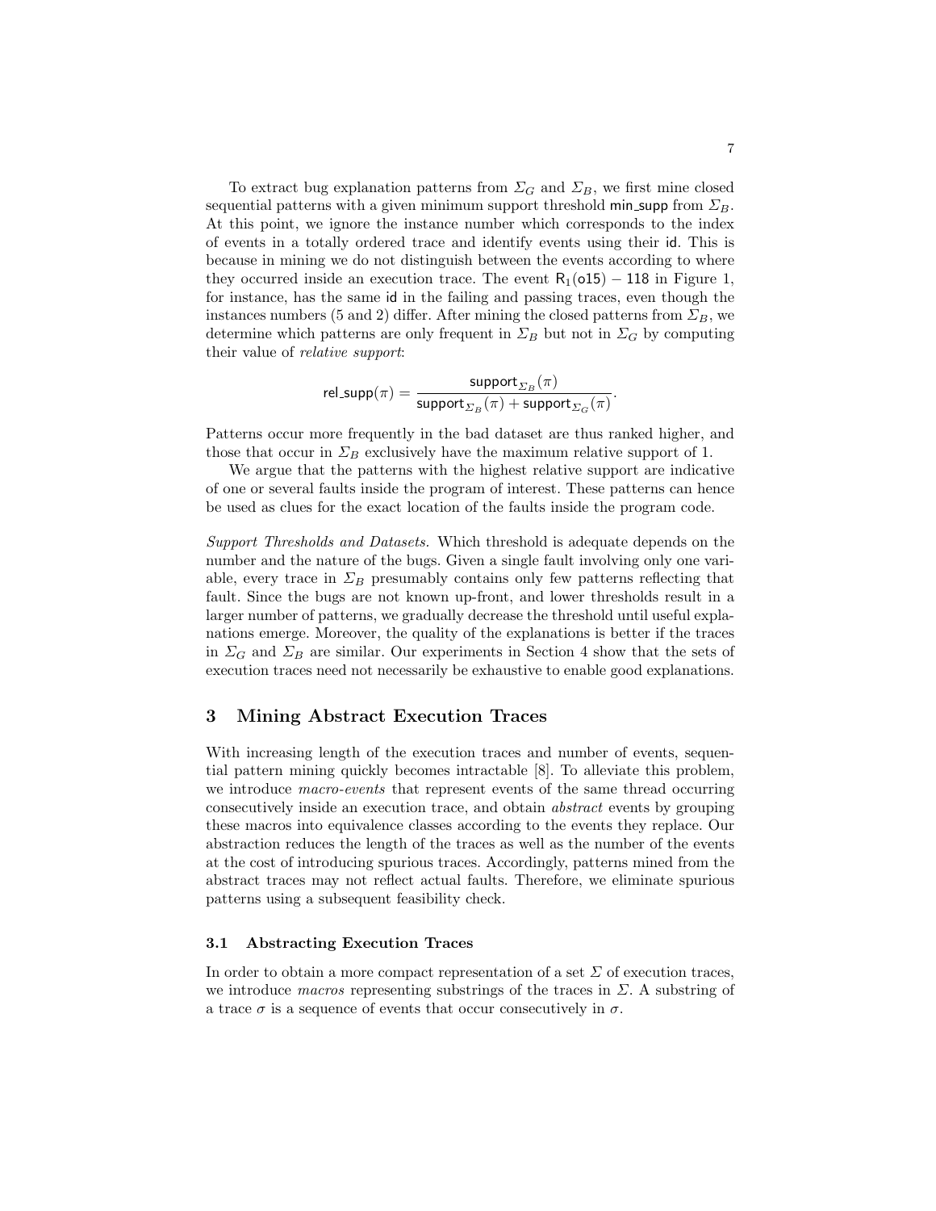To extract bug explanation patterns from $\Sigma_G$ and $\Sigma_B$, we first mine closed sequential patterns with a given minimum support threshold $\mathsf{min\_supp}$ from $\Sigma_B$. At this point, we ignore the instance number which corresponds to the index of events in a totally ordered trace and identify events using their $\mathsf{id}$. This is because in mining we do not distinguish between the events according to where they occurred inside an execution trace. The event $\mathsf{R}_1(\mathsf{o15}) - \mathsf{118}$ in Figure 1, for instance, has the same $\mathsf{id}$ in the failing and passing traces, even though the instances numbers (5 and 2) differ. After mining the closed patterns from $\Sigma_B$, we determine which patterns are only frequent in $\Sigma_B$ but not in $\Sigma_G$ by computing their value of *relative support*:

$$\mathsf{rel\_supp}(\pi) = \frac{\mathsf{support}_{\Sigma_B}(\pi)}{\mathsf{support}_{\Sigma_B}(\pi) + \mathsf{support}_{\Sigma_G}(\pi)}.$$

Patterns occur more frequently in the bad dataset are thus ranked higher, and those that occur in $\Sigma_B$ exclusively have the maximum relative support of 1.

We argue that the patterns with the highest relative support are indicative of one or several faults inside the program of interest. These patterns can hence be used as clues for the exact location of the faults inside the program code.

*Support Thresholds and Datasets.* Which threshold is adequate depends on the number and the nature of the bugs. Given a single fault involving only one variable, every trace in $\Sigma_B$ presumably contains only few patterns reflecting that fault. Since the bugs are not known up-front, and lower thresholds result in a larger number of patterns, we gradually decrease the threshold until useful explanations emerge. Moreover, the quality of the explanations is better if the traces in $\Sigma_G$ and $\Sigma_B$ are similar. Our experiments in Section 4 show that the sets of execution traces need not necessarily be exhaustive to enable good explanations.

## 3 Mining Abstract Execution Traces

With increasing length of the execution traces and number of events, sequential pattern mining quickly becomes intractable [8]. To alleviate this problem, we introduce *macro-events* that represent events of the same thread occurring consecutively inside an execution trace, and obtain *abstract* events by grouping these macros into equivalence classes according to the events they replace. Our abstraction reduces the length of the traces as well as the number of the events at the cost of introducing spurious traces. Accordingly, patterns mined from the abstract traces may not reflect actual faults. Therefore, we eliminate spurious patterns using a subsequent feasibility check.

### 3.1 Abstracting Execution Traces

In order to obtain a more compact representation of a set $\Sigma$ of execution traces, we introduce *macros* representing substrings of the traces in $\Sigma$. A substring of a trace $\sigma$ is a sequence of events that occur consecutively in $\sigma$.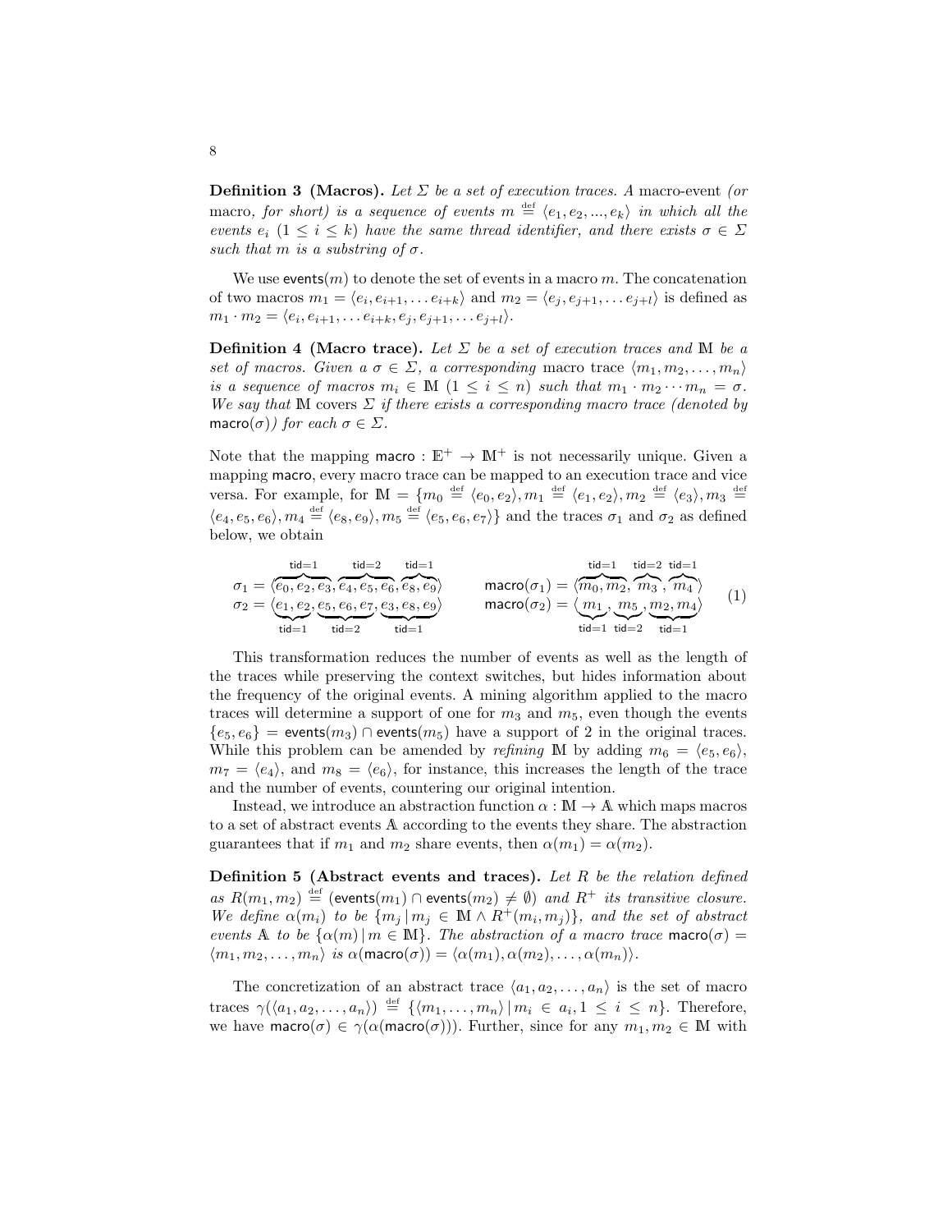**Definition 3 (Macros).** *Let $\Sigma$ be a set of execution traces. A* macro-event *(or* macro*, for short) is a sequence of events $m \stackrel{\text{def}}{=} \langle e_1, e_2, ..., e_k\rangle$ in which all the events $e_i$ $(1 \leq i \leq k)$ have the same thread identifier, and there exists $\sigma \in \Sigma$ such that $m$ is a substring of $\sigma$.*

We use $\mathsf{events}(m)$ to denote the set of events in a macro $m$. The concatenation of two macros $m_1 = \langle e_i, e_{i+1}, \ldots e_{i+k}\rangle$ and $m_2 = \langle e_j, e_{j+1}, \ldots e_{j+l}\rangle$ is defined as $m_1 \cdot m_2 = \langle e_i, e_{i+1}, \ldots e_{i+k}, e_j, e_{j+1}, \ldots e_{j+l}\rangle$.

**Definition 4 (Macro trace).** *Let $\Sigma$ be a set of execution traces and $\mathbb{M}$ be a set of macros. Given a $\sigma \in \Sigma$, a corresponding* macro trace *$\langle m_1, m_2, \ldots, m_n\rangle$ is a sequence of macros $m_i \in \mathbb{M}$ $(1 \leq i \leq n)$ such that $m_1 \cdot m_2 \cdots m_n = \sigma$. We say that $\mathbb{M}$ covers $\Sigma$ if there exists a corresponding macro trace (denoted by $\mathsf{macro}(\sigma)$) for each $\sigma \in \Sigma$.*

Note that the mapping $\mathsf{macro} : \mathbb{E}^+ \to \mathbb{M}^+$ is not necessarily unique. Given a mapping $\mathsf{macro}$, every macro trace can be mapped to an execution trace and vice versa. For example, for $\mathbb{M} = \{m_0 \stackrel{\text{def}}{=} \langle e_0, e_2\rangle, m_1 \stackrel{\text{def}}{=} \langle e_1, e_2\rangle, m_2 \stackrel{\text{def}}{=} \langle e_3\rangle, m_3 \stackrel{\text{def}}{=} \langle e_4, e_5, e_6\rangle, m_4 \stackrel{\text{def}}{=} \langle e_8, e_9\rangle, m_5 \stackrel{\text{def}}{=} \langle e_5, e_6, e_7\rangle\}$ and the traces $\sigma_1$ and $\sigma_2$ as defined below, we obtain

$$
\begin{array}{ll}
\sigma_1 = \langle \overbrace{e_0, e_2, e_3}^{\mathsf{tid}=1}, \overbrace{e_4, e_5, e_6}^{\mathsf{tid}=2}, \overbrace{e_8, e_9}^{\mathsf{tid}=1} \rangle & \quad \mathsf{macro}(\sigma_1) = \langle \overbrace{m_0, m_2}^{\mathsf{tid}=1}, \overbrace{m_3}^{\mathsf{tid}=2}, \overbrace{m_4}^{\mathsf{tid}=1} \rangle \\
\sigma_2 = \langle \underbrace{e_1, e_2}_{\mathsf{tid}=1}, \underbrace{e_5, e_6, e_7}_{\mathsf{tid}=2}, \underbrace{e_3, e_8, e_9}_{\mathsf{tid}=1} \rangle & \quad \mathsf{macro}(\sigma_2) = \langle \underbrace{m_1}_{\mathsf{tid}=1}, \underbrace{m_5}_{\mathsf{tid}=2}, \underbrace{m_2, m_4}_{\mathsf{tid}=1} \rangle
\end{array}
\tag{1}
$$

This transformation reduces the number of events as well as the length of the traces while preserving the context switches, but hides information about the frequency of the original events. A mining algorithm applied to the macro traces will determine a support of one for $m_3$ and $m_5$, even though the events $\{e_5, e_6\} = \mathsf{events}(m_3) \cap \mathsf{events}(m_5)$ have a support of 2 in the original traces. While this problem can be amended by *refining* $\mathbb{M}$ by adding $m_6 = \langle e_5, e_6\rangle$, $m_7 = \langle e_4\rangle$, and $m_8 = \langle e_6\rangle$, for instance, this increases the length of the trace and the number of events, countering our original intention.

Instead, we introduce an abstraction function $\alpha : \mathbb{M} \to \mathbb{A}$ which maps macros to a set of abstract events $\mathbb{A}$ according to the events they share. The abstraction guarantees that if $m_1$ and $m_2$ share events, then $\alpha(m_1) = \alpha(m_2)$.

**Definition 5 (Abstract events and traces).** *Let $R$ be the relation defined as $R(m_1, m_2) \stackrel{\text{def}}{=} (\mathsf{events}(m_1) \cap \mathsf{events}(m_2) \neq \emptyset)$ and $R^+$ its transitive closure. We define $\alpha(m_i)$ to be $\{m_j \,|\, m_j \in \mathbb{M} \wedge R^+(m_i, m_j)\}$, and the set of abstract events $\mathbb{A}$ to be $\{\alpha(m) \,|\, m \in \mathbb{M}\}$. The abstraction of a macro trace $\mathsf{macro}(\sigma) = \langle m_1, m_2, \ldots, m_n\rangle$ is $\alpha(\mathsf{macro}(\sigma)) = \langle \alpha(m_1), \alpha(m_2), \ldots, \alpha(m_n)\rangle$.*

The concretization of an abstract trace $\langle a_1, a_2, \ldots, a_n\rangle$ is the set of macro traces $\gamma(\langle a_1, a_2, \ldots, a_n\rangle) \stackrel{\text{def}}{=} \{\langle m_1, \ldots, m_n\rangle \,|\, m_i \in a_i, 1 \leq i \leq n\}$. Therefore, we have $\mathsf{macro}(\sigma) \in \gamma(\alpha(\mathsf{macro}(\sigma)))$. Further, since for any $m_1, m_2 \in \mathbb{M}$ with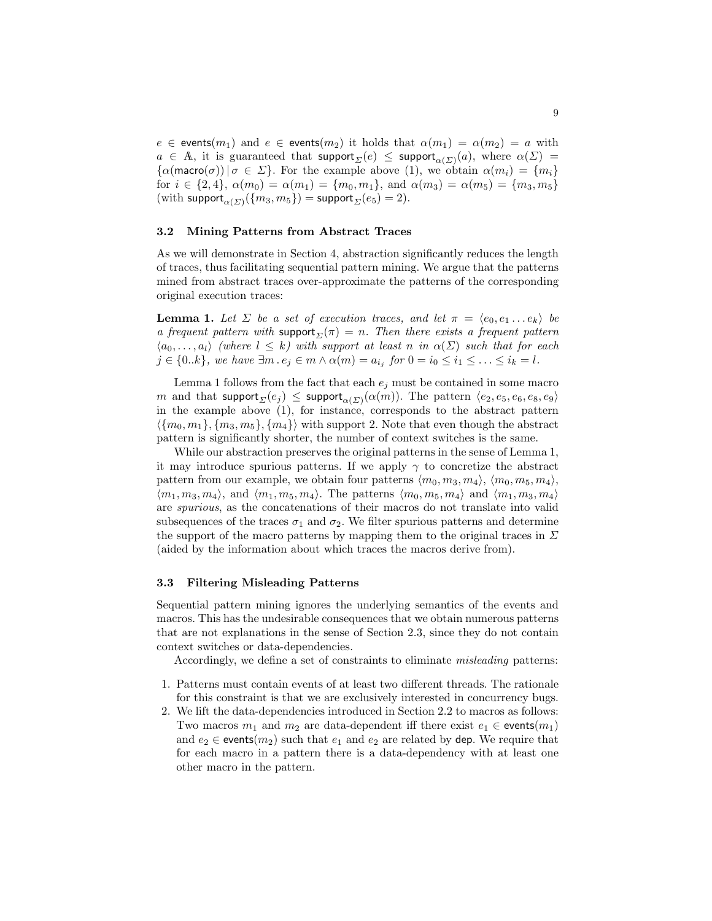$e \in \mathsf{events}(m_1)$ and $e \in \mathsf{events}(m_2)$ it holds that $\alpha(m_1) = \alpha(m_2) = a$ with $a \in \mathbb{A}$, it is guaranteed that $\mathsf{support}_\Sigma(e) \leq \mathsf{support}_{\alpha(\Sigma)}(a)$, where $\alpha(\Sigma) = \{\alpha(\mathsf{macro}(\sigma)) \,|\, \sigma \in \Sigma\}$. For the example above (1), we obtain $\alpha(m_i) = \{m_i\}$ for $i \in \{2, 4\}$, $\alpha(m_0) = \alpha(m_1) = \{m_0, m_1\}$, and $\alpha(m_3) = \alpha(m_5) = \{m_3, m_5\}$ (with $\mathsf{support}_{\alpha(\Sigma)}(\{m_3, m_5\}) = \mathsf{support}_\Sigma(e_5) = 2$).

### 3.2 Mining Patterns from Abstract Traces

As we will demonstrate in Section 4, abstraction significantly reduces the length of traces, thus facilitating sequential pattern mining. We argue that the patterns mined from abstract traces over-approximate the patterns of the corresponding original execution traces:

**Lemma 1.** *Let $\Sigma$ be a set of execution traces, and let $\pi = \langle e_0, e_1 \ldots e_k \rangle$ be a frequent pattern with $\mathsf{support}_\Sigma(\pi) = n$. Then there exists a frequent pattern $\langle a_0, \ldots, a_l \rangle$ (where $l \leq k$) with support at least $n$ in $\alpha(\Sigma)$ such that for each $j \in \{0..k\}$, we have $\exists m \,.\, e_j \in m \wedge \alpha(m) = a_{i_j}$ for $0 = i_0 \leq i_1 \leq \ldots \leq i_k = l$.*

Lemma 1 follows from the fact that each $e_j$ must be contained in some macro $m$ and that $\mathsf{support}_\Sigma(e_j) \leq \mathsf{support}_{\alpha(\Sigma)}(\alpha(m))$. The pattern $\langle e_2, e_5, e_6, e_8, e_9 \rangle$ in the example above (1), for instance, corresponds to the abstract pattern $\langle \{m_0, m_1\}, \{m_3, m_5\}, \{m_4\} \rangle$ with support 2. Note that even though the abstract pattern is significantly shorter, the number of context switches is the same.

While our abstraction preserves the original patterns in the sense of Lemma 1, it may introduce spurious patterns. If we apply $\gamma$ to concretize the abstract pattern from our example, we obtain four patterns $\langle m_0, m_3, m_4 \rangle$, $\langle m_0, m_5, m_4 \rangle$, $\langle m_1, m_3, m_4 \rangle$, and $\langle m_1, m_5, m_4 \rangle$. The patterns $\langle m_0, m_5, m_4 \rangle$ and $\langle m_1, m_3, m_4 \rangle$ are *spurious*, as the concatenations of their macros do not translate into valid subsequences of the traces $\sigma_1$ and $\sigma_2$. We filter spurious patterns and determine the support of the macro patterns by mapping them to the original traces in $\Sigma$ (aided by the information about which traces the macros derive from).

### 3.3 Filtering Misleading Patterns

Sequential pattern mining ignores the underlying semantics of the events and macros. This has the undesirable consequences that we obtain numerous patterns that are not explanations in the sense of Section 2.3, since they do not contain context switches or data-dependencies.

Accordingly, we define a set of constraints to eliminate *misleading* patterns:

1. Patterns must contain events of at least two different threads. The rationale for this constraint is that we are exclusively interested in concurrency bugs.
2. We lift the data-dependencies introduced in Section 2.2 to macros as follows: Two macros $m_1$ and $m_2$ are data-dependent iff there exist $e_1 \in \mathsf{events}(m_1)$ and $e_2 \in \mathsf{events}(m_2)$ such that $e_1$ and $e_2$ are related by $\mathsf{dep}$. We require that for each macro in a pattern there is a data-dependency with at least one other macro in the pattern.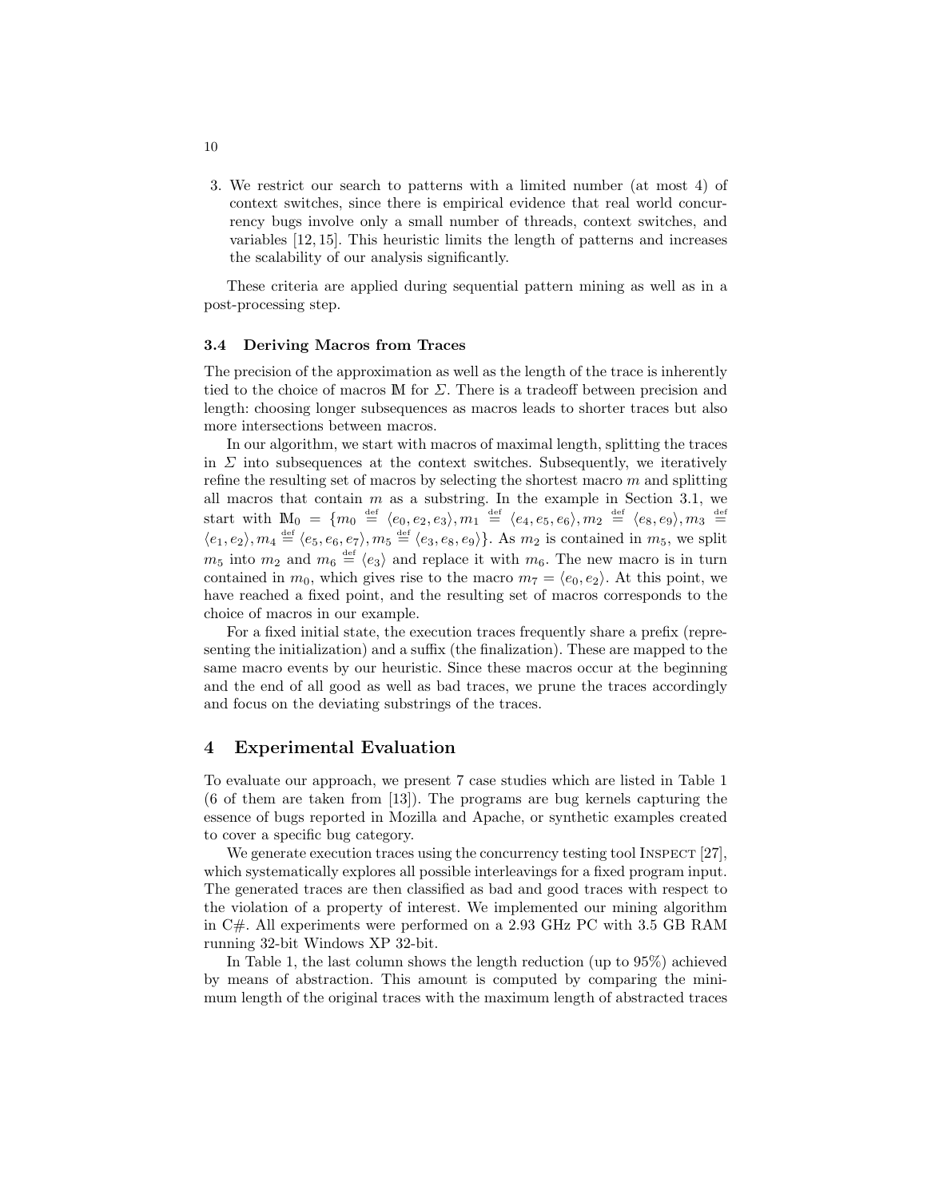3. We restrict our search to patterns with a limited number (at most 4) of context switches, since there is empirical evidence that real world concurrency bugs involve only a small number of threads, context switches, and variables [12, 15]. This heuristic limits the length of patterns and increases the scalability of our analysis significantly.

These criteria are applied during sequential pattern mining as well as in a post-processing step.

### 3.4 Deriving Macros from Traces

The precision of the approximation as well as the length of the trace is inherently tied to the choice of macros $\mathbb{M}$ for $\Sigma$. There is a tradeoff between precision and length: choosing longer subsequences as macros leads to shorter traces but also more intersections between macros.

In our algorithm, we start with macros of maximal length, splitting the traces in $\Sigma$ into subsequences at the context switches. Subsequently, we iteratively refine the resulting set of macros by selecting the shortest macro $m$ and splitting all macros that contain $m$ as a substring. In the example in Section 3.1, we start with $\mathbb{M}_0 = \{m_0 \stackrel{\text{def}}{=} \langle e_0, e_2, e_3\rangle, m_1 \stackrel{\text{def}}{=} \langle e_4, e_5, e_6\rangle, m_2 \stackrel{\text{def}}{=} \langle e_8, e_9\rangle, m_3 \stackrel{\text{def}}{=} \langle e_1, e_2\rangle, m_4 \stackrel{\text{def}}{=} \langle e_5, e_6, e_7\rangle, m_5 \stackrel{\text{def}}{=} \langle e_3, e_8, e_9\rangle\}$. As $m_2$ is contained in $m_5$, we split $m_5$ into $m_2$ and $m_6 \stackrel{\text{def}}{=} \langle e_3\rangle$ and replace it with $m_6$. The new macro is in turn contained in $m_0$, which gives rise to the macro $m_7 = \langle e_0, e_2\rangle$. At this point, we have reached a fixed point, and the resulting set of macros corresponds to the choice of macros in our example.

For a fixed initial state, the execution traces frequently share a prefix (representing the initialization) and a suffix (the finalization). These are mapped to the same macro events by our heuristic. Since these macros occur at the beginning and the end of all good as well as bad traces, we prune the traces accordingly and focus on the deviating substrings of the traces.

## 4 Experimental Evaluation

To evaluate our approach, we present 7 case studies which are listed in Table 1 (6 of them are taken from [13]). The programs are bug kernels capturing the essence of bugs reported in Mozilla and Apache, or synthetic examples created to cover a specific bug category.

We generate execution traces using the concurrency testing tool Inspect [27], which systematically explores all possible interleavings for a fixed program input. The generated traces are then classified as bad and good traces with respect to the violation of a property of interest. We implemented our mining algorithm in C#. All experiments were performed on a 2.93 GHz PC with 3.5 GB RAM running 32-bit Windows XP 32-bit.

In Table 1, the last column shows the length reduction (up to 95%) achieved by means of abstraction. This amount is computed by comparing the minimum length of the original traces with the maximum length of abstracted traces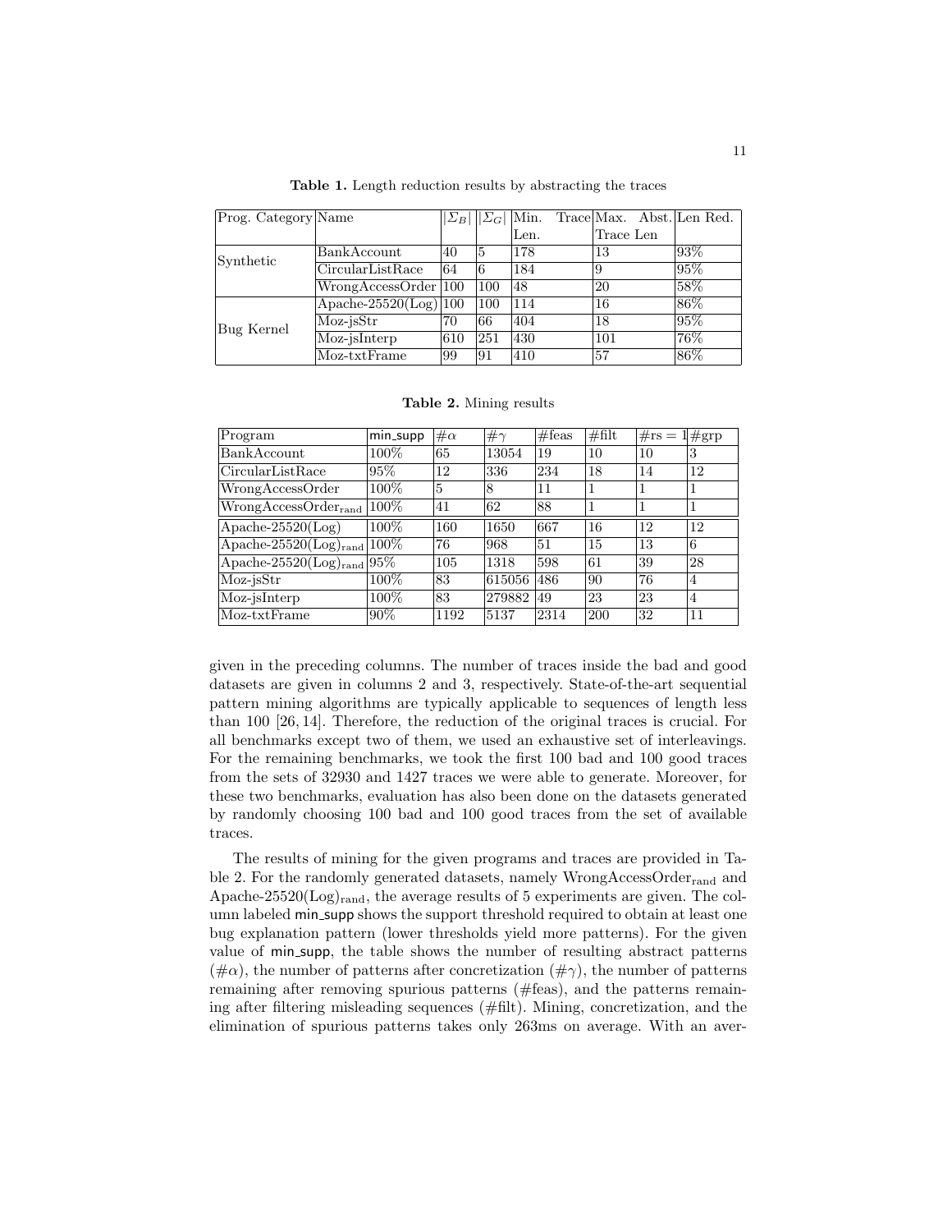**Table 1.** Length reduction results by abstracting the traces

| Prog. Category | Name | $\|\Sigma_B\|$ | $\|\Sigma_G\|$ | Min. Trace Len. | Max. Abst. Trace Len | Len Red. |
|---|---|---|---|---|---|---|
| Synthetic | BankAccount | 40 | 5 | 178 | 13 | 93% |
| | CircularListRace | 64 | 6 | 184 | 9 | 95% |
| | WrongAccessOrder | 100 | 100 | 48 | 20 | 58% |
| Bug Kernel | Apache-25520(Log) | 100 | 100 | 114 | 16 | 86% |
| | Moz-jsStr | 70 | 66 | 404 | 18 | 95% |
| | Moz-jsInterp | 610 | 251 | 430 | 101 | 76% |
| | Moz-txtFrame | 99 | 91 | 410 | 57 | 86% |

**Table 2.** Mining results

| Program | min_supp | $\#\alpha$ | $\#\gamma$ | #feas | #filt | #rs = 1 | #grp |
|---|---|---|---|---|---|---|---|
| BankAccount | 100% | 65 | 13054 | 19 | 10 | 10 | 3 |
| CircularListRace | 95% | 12 | 336 | 234 | 18 | 14 | 12 |
| WrongAccessOrder | 100% | 5 | 8 | 11 | 1 | 1 | 1 |
| WrongAccessOrder$_{\text{rand}}$ | 100% | 41 | 62 | 88 | 1 | 1 | 1 |
| Apache-25520(Log) | 100% | 160 | 1650 | 667 | 16 | 12 | 12 |
| Apache-25520(Log)$_{\text{rand}}$ | 100% | 76 | 968 | 51 | 15 | 13 | 6 |
| Apache-25520(Log)$_{\text{rand}}$ | 95% | 105 | 1318 | 598 | 61 | 39 | 28 |
| Moz-jsStr | 100% | 83 | 615056 | 486 | 90 | 76 | 4 |
| Moz-jsInterp | 100% | 83 | 279882 | 49 | 23 | 23 | 4 |
| Moz-txtFrame | 90% | 1192 | 5137 | 2314 | 200 | 32 | 11 |

given in the preceding columns. The number of traces inside the bad and good datasets are given in columns 2 and 3, respectively. State-of-the-art sequential pattern mining algorithms are typically applicable to sequences of length less than 100 [26, 14]. Therefore, the reduction of the original traces is crucial. For all benchmarks except two of them, we used an exhaustive set of interleavings. For the remaining benchmarks, we took the first 100 bad and 100 good traces from the sets of 32930 and 1427 traces we were able to generate. Moreover, for these two benchmarks, evaluation has also been done on the datasets generated by randomly choosing 100 bad and 100 good traces from the set of available traces.

The results of mining for the given programs and traces are provided in Table 2. For the randomly generated datasets, namely WrongAccessOrder$_{\text{rand}}$ and Apache-25520(Log)$_{\text{rand}}$, the average results of 5 experiments are given. The column labeled min_supp shows the support threshold required to obtain at least one bug explanation pattern (lower thresholds yield more patterns). For the given value of min_supp, the table shows the number of resulting abstract patterns ($\#\alpha$), the number of patterns after concretization ($\#\gamma$), the number of patterns remaining after removing spurious patterns (#feas), and the patterns remaining after filtering misleading sequences (#filt). Mining, concretization, and the elimination of spurious patterns takes only 263ms on average. With an aver-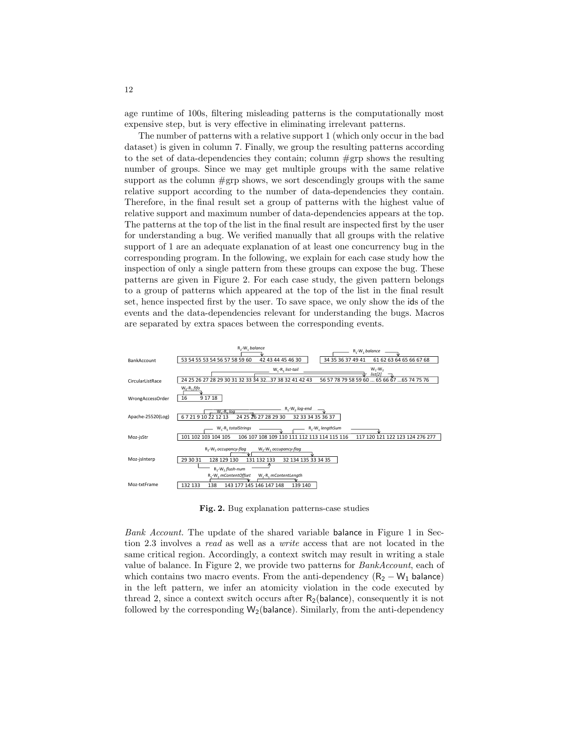age runtime of 100s, filtering misleading patterns is the computationally most expensive step, but is very effective in eliminating irrelevant patterns.

The number of patterns with a relative support 1 (which only occur in the bad dataset) is given in column 7. Finally, we group the resulting patterns according to the set of data-dependencies they contain; column #grp shows the resulting number of groups. Since we may get multiple groups with the same relative support as the column #grp shows, we sort descendingly groups with the same relative support according to the number of data-dependencies they contain. Therefore, in the final result set a group of patterns with the highest value of relative support and maximum number of data-dependencies appears at the top. The patterns at the top of the list in the final result are inspected first by the user for understanding a bug. We verified manually that all groups with the relative support of 1 are an adequate explanation of at least one concurrency bug in the corresponding program. In the following, we explain for each case study how the inspection of only a single pattern from these groups can expose the bug. These patterns are given in Figure 2. For each case study, the given pattern belongs to a group of patterns which appeared at the top of the list in the final result set, hence inspected first by the user. To save space, we only show the ids of the events and the data-dependencies relevant for understanding the bugs. Macros are separated by extra spaces between the corresponding events.

| Case study | Pattern |
|---|---|
| BankAccount | 53 54 55 53 54 56 57 58 59 60 &nbsp; 42 43 44 45 46 30 (R$_2$-W$_1$ *balance*) &nbsp;&nbsp; 34 35 36 37 49 41 &nbsp; 61 62 63 64 65 66 67 68 (R$_1$-W$_2$ *balance*) |
| CircularListRace | 24 25 26 27 28 29 30 31 32 33 34 32…37 38 32 41 42 43 &nbsp; 56 57 78 79 58 59 60 … 65 66 67 …65 74 75 76 (W$_1$-R$_2$ *list-tail*; W$_1$-W$_2$ *list[2]*) |
| WrongAccessOrder | 16 &nbsp; 9 17 18 (W$_0$-R$_1$ *fifo*) |
| Apache-25520(Log) | 6 7 21 9 10 22 12 13 &nbsp; 24 25 26 27 28 29 30 &nbsp; 32 33 34 35 36 37 (W$_1$-R$_2$ *log*; R$_1$-W$_2$ *log-end*) |
| Moz-jsStr | 101 102 103 104 105 &nbsp; 106 107 108 109 110 111 112 113 114 115 116 &nbsp; 117 120 121 122 123 124 276 277 (W$_1$-R$_2$ *totalStrings*; R$_2$-W$_1$ *lengthSum*) |
| Moz-jsInterp | 29 30 31 &nbsp; 128 129 130 &nbsp; 131 132 133 &nbsp; 32 134 135 33 34 35 (R$_1$-W$_2$ *occupancy-flag*; W$_2$-W$_1$ *occupancy-flag*; R$_1$-W$_2$ *flush-num*) |
| Moz-txtFrame | 132 133 &nbsp; 138 &nbsp; 143 177 145 146 147 148 &nbsp; 139 140 (R$_1$-W$_2$ *mContentOffset*; W$_2$-R$_1$ *mContentLength*) |

**Fig. 2.** Bug explanation patterns-case studies

*Bank Account.* The update of the shared variable balance in Figure 1 in Section 2.3 involves a *read* as well as a *write* access that are not located in the same critical region. Accordingly, a context switch may result in writing a stale value of balance. In Figure 2, we provide two patterns for *BankAccount*, each of which contains two macro events. From the anti-dependency ($R_2 - W_1$ balance) in the left pattern, we infer an atomicity violation in the code executed by thread 2, since a context switch occurs after $R_2$(balance), consequently it is not followed by the corresponding $W_2$(balance). Similarly, from the anti-dependency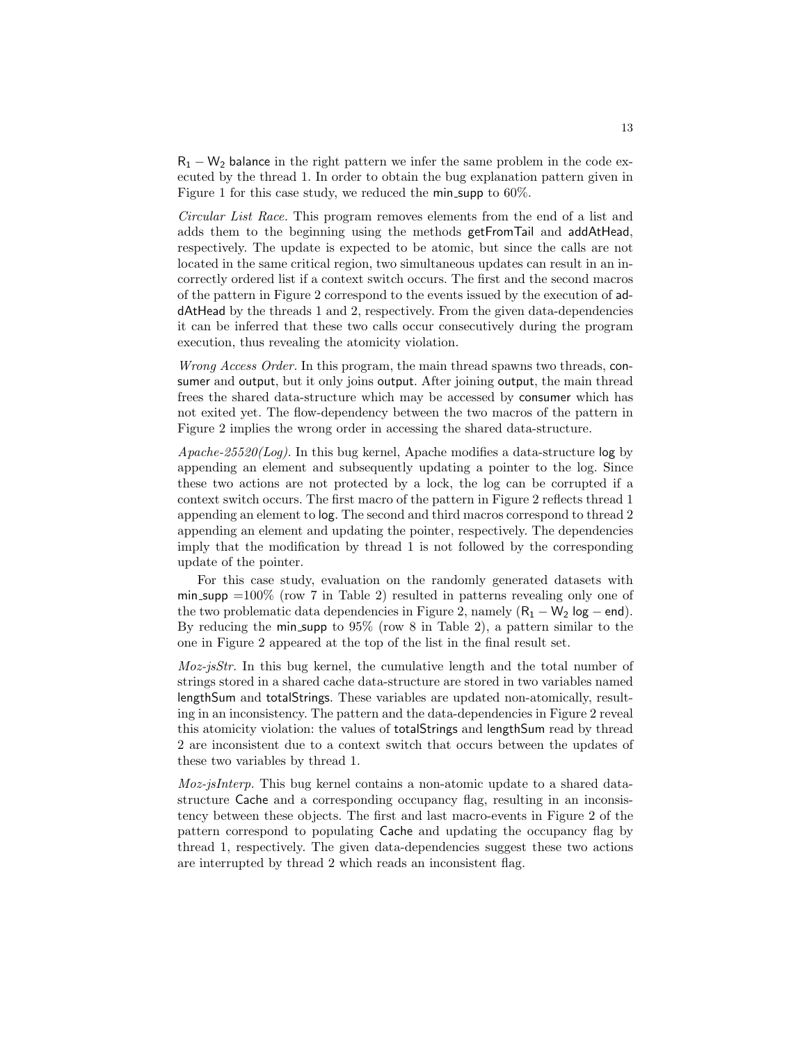$R_1 - W_2$ balance in the right pattern we infer the same problem in the code executed by the thread 1. In order to obtain the bug explanation pattern given in Figure 1 for this case study, we reduced the min_supp to 60%.

*Circular List Race.* This program removes elements from the end of a list and adds them to the beginning using the methods getFromTail and addAtHead, respectively. The update is expected to be atomic, but since the calls are not located in the same critical region, two simultaneous updates can result in an incorrectly ordered list if a context switch occurs. The first and the second macros of the pattern in Figure 2 correspond to the events issued by the execution of addAtHead by the threads 1 and 2, respectively. From the given data-dependencies it can be inferred that these two calls occur consecutively during the program execution, thus revealing the atomicity violation.

*Wrong Access Order.* In this program, the main thread spawns two threads, consumer and output, but it only joins output. After joining output, the main thread frees the shared data-structure which may be accessed by consumer which has not exited yet. The flow-dependency between the two macros of the pattern in Figure 2 implies the wrong order in accessing the shared data-structure.

*Apache-25520(Log).* In this bug kernel, Apache modifies a data-structure log by appending an element and subsequently updating a pointer to the log. Since these two actions are not protected by a lock, the log can be corrupted if a context switch occurs. The first macro of the pattern in Figure 2 reflects thread 1 appending an element to log. The second and third macros correspond to thread 2 appending an element and updating the pointer, respectively. The dependencies imply that the modification by thread 1 is not followed by the corresponding update of the pointer.

For this case study, evaluation on the randomly generated datasets with min_supp =100% (row 7 in Table 2) resulted in patterns revealing only one of the two problematic data dependencies in Figure 2, namely ($R_1 - W_2$ log − end). By reducing the min_supp to 95% (row 8 in Table 2), a pattern similar to the one in Figure 2 appeared at the top of the list in the final result set.

*Moz-jsStr.* In this bug kernel, the cumulative length and the total number of strings stored in a shared cache data-structure are stored in two variables named lengthSum and totalStrings. These variables are updated non-atomically, resulting in an inconsistency. The pattern and the data-dependencies in Figure 2 reveal this atomicity violation: the values of totalStrings and lengthSum read by thread 2 are inconsistent due to a context switch that occurs between the updates of these two variables by thread 1.

*Moz-jsInterp.* This bug kernel contains a non-atomic update to a shared data-structure Cache and a corresponding occupancy flag, resulting in an inconsistency between these objects. The first and last macro-events in Figure 2 of the pattern correspond to populating Cache and updating the occupancy flag by thread 1, respectively. The given data-dependencies suggest these two actions are interrupted by thread 2 which reads an inconsistent flag.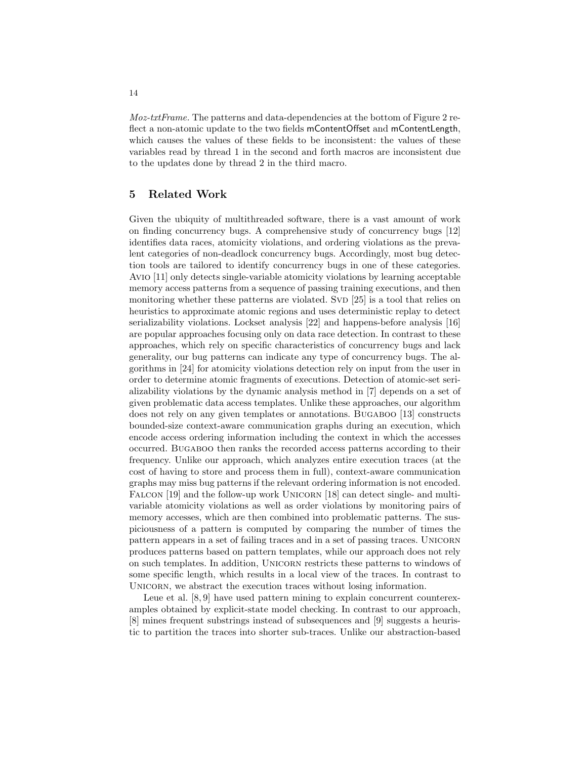*Moz-txtFrame*. The patterns and data-dependencies at the bottom of Figure 2 reflect a non-atomic update to the two fields mContentOffset and mContentLength, which causes the values of these fields to be inconsistent: the values of these variables read by thread 1 in the second and forth macros are inconsistent due to the updates done by thread 2 in the third macro.

## 5 Related Work

Given the ubiquity of multithreaded software, there is a vast amount of work on finding concurrency bugs. A comprehensive study of concurrency bugs [12] identifies data races, atomicity violations, and ordering violations as the prevalent categories of non-deadlock concurrency bugs. Accordingly, most bug detection tools are tailored to identify concurrency bugs in one of these categories. Avio [11] only detects single-variable atomicity violations by learning acceptable memory access patterns from a sequence of passing training executions, and then monitoring whether these patterns are violated. Svd [25] is a tool that relies on heuristics to approximate atomic regions and uses deterministic replay to detect serializability violations. Lockset analysis [22] and happens-before analysis [16] are popular approaches focusing only on data race detection. In contrast to these approaches, which rely on specific characteristics of concurrency bugs and lack generality, our bug patterns can indicate any type of concurrency bugs. The algorithms in [24] for atomicity violations detection rely on input from the user in order to determine atomic fragments of executions. Detection of atomic-set serializability violations by the dynamic analysis method in [7] depends on a set of given problematic data access templates. Unlike these approaches, our algorithm does not rely on any given templates or annotations. Bugaboo [13] constructs bounded-size context-aware communication graphs during an execution, which encode access ordering information including the context in which the accesses occurred. Bugaboo then ranks the recorded access patterns according to their frequency. Unlike our approach, which analyzes entire execution traces (at the cost of having to store and process them in full), context-aware communication graphs may miss bug patterns if the relevant ordering information is not encoded. Falcon [19] and the follow-up work Unicorn [18] can detect single- and multi-variable atomicity violations as well as order violations by monitoring pairs of memory accesses, which are then combined into problematic patterns. The suspiciousness of a pattern is computed by comparing the number of times the pattern appears in a set of failing traces and in a set of passing traces. Unicorn produces patterns based on pattern templates, while our approach does not rely on such templates. In addition, Unicorn restricts these patterns to windows of some specific length, which results in a local view of the traces. In contrast to Unicorn, we abstract the execution traces without losing information.

Leue et al. [8, 9] have used pattern mining to explain concurrent counterexamples obtained by explicit-state model checking. In contrast to our approach, [8] mines frequent substrings instead of subsequences and [9] suggests a heuristic to partition the traces into shorter sub-traces. Unlike our abstraction-based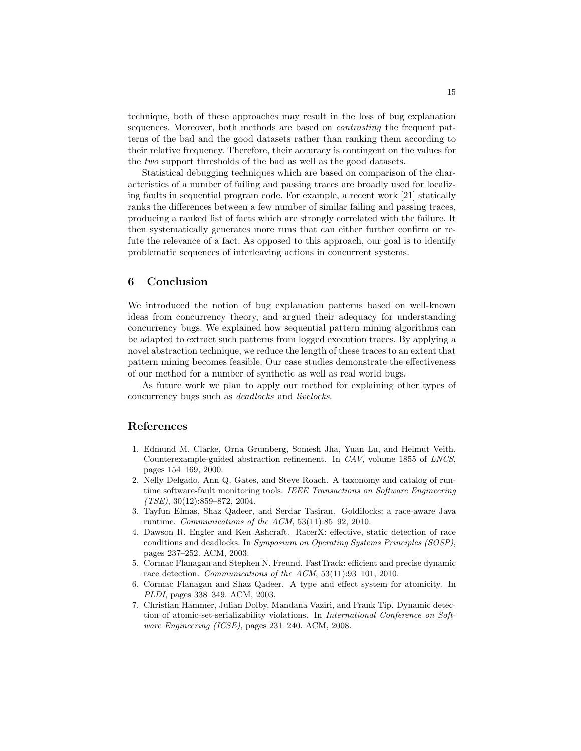technique, both of these approaches may result in the loss of bug explanation sequences. Moreover, both methods are based on *contrasting* the frequent patterns of the bad and the good datasets rather than ranking them according to their relative frequency. Therefore, their accuracy is contingent on the values for the *two* support thresholds of the bad as well as the good datasets.

Statistical debugging techniques which are based on comparison of the characteristics of a number of failing and passing traces are broadly used for localizing faults in sequential program code. For example, a recent work [21] statically ranks the differences between a few number of similar failing and passing traces, producing a ranked list of facts which are strongly correlated with the failure. It then systematically generates more runs that can either further confirm or refute the relevance of a fact. As opposed to this approach, our goal is to identify problematic sequences of interleaving actions in concurrent systems.

## 6 Conclusion

We introduced the notion of bug explanation patterns based on well-known ideas from concurrency theory, and argued their adequacy for understanding concurrency bugs. We explained how sequential pattern mining algorithms can be adapted to extract such patterns from logged execution traces. By applying a novel abstraction technique, we reduce the length of these traces to an extent that pattern mining becomes feasible. Our case studies demonstrate the effectiveness of our method for a number of synthetic as well as real world bugs.

As future work we plan to apply our method for explaining other types of concurrency bugs such as *deadlocks* and *livelocks*.

## References

1. Edmund M. Clarke, Orna Grumberg, Somesh Jha, Yuan Lu, and Helmut Veith. Counterexample-guided abstraction refinement. In *CAV*, volume 1855 of *LNCS*, pages 154–169, 2000.
2. Nelly Delgado, Ann Q. Gates, and Steve Roach. A taxonomy and catalog of runtime software-fault monitoring tools. *IEEE Transactions on Software Engineering (TSE)*, 30(12):859–872, 2004.
3. Tayfun Elmas, Shaz Qadeer, and Serdar Tasiran. Goldilocks: a race-aware Java runtime. *Communications of the ACM*, 53(11):85–92, 2010.
4. Dawson R. Engler and Ken Ashcraft. RacerX: effective, static detection of race conditions and deadlocks. In *Symposium on Operating Systems Principles (SOSP)*, pages 237–252. ACM, 2003.
5. Cormac Flanagan and Stephen N. Freund. FastTrack: efficient and precise dynamic race detection. *Communications of the ACM*, 53(11):93–101, 2010.
6. Cormac Flanagan and Shaz Qadeer. A type and effect system for atomicity. In *PLDI*, pages 338–349. ACM, 2003.
7. Christian Hammer, Julian Dolby, Mandana Vaziri, and Frank Tip. Dynamic detection of atomic-set-serializability violations. In *International Conference on Software Engineering (ICSE)*, pages 231–240. ACM, 2008.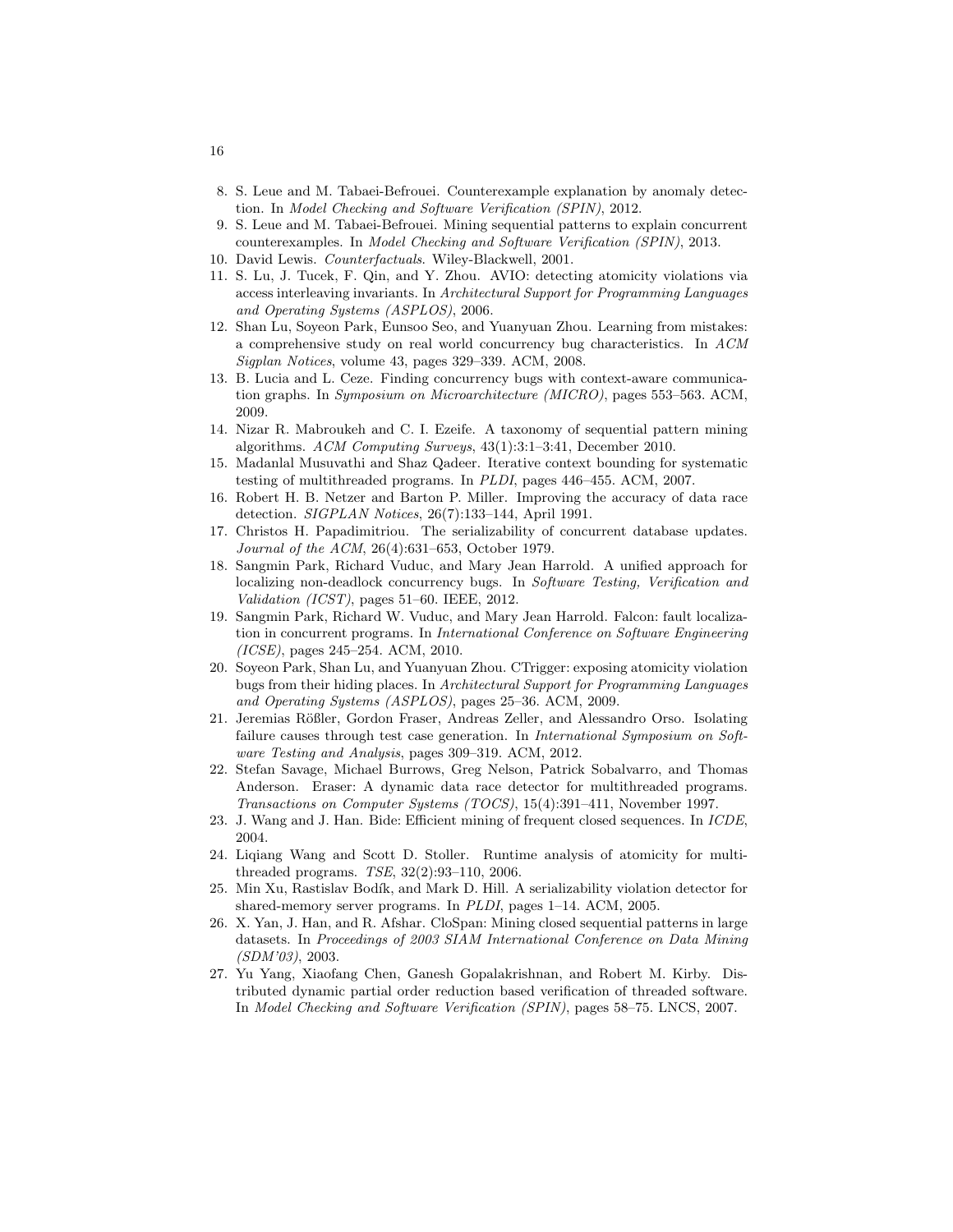8. S. Leue and M. Tabaei-Befrouei. Counterexample explanation by anomaly detection. In *Model Checking and Software Verification (SPIN)*, 2012.
9. S. Leue and M. Tabaei-Befrouei. Mining sequential patterns to explain concurrent counterexamples. In *Model Checking and Software Verification (SPIN)*, 2013.
10. David Lewis. *Counterfactuals*. Wiley-Blackwell, 2001.
11. S. Lu, J. Tucek, F. Qin, and Y. Zhou. AVIO: detecting atomicity violations via access interleaving invariants. In *Architectural Support for Programming Languages and Operating Systems (ASPLOS)*, 2006.
12. Shan Lu, Soyeon Park, Eunsoo Seo, and Yuanyuan Zhou. Learning from mistakes: a comprehensive study on real world concurrency bug characteristics. In *ACM Sigplan Notices*, volume 43, pages 329–339. ACM, 2008.
13. B. Lucia and L. Ceze. Finding concurrency bugs with context-aware communication graphs. In *Symposium on Microarchitecture (MICRO)*, pages 553–563. ACM, 2009.
14. Nizar R. Mabroukeh and C. I. Ezeife. A taxonomy of sequential pattern mining algorithms. *ACM Computing Surveys*, 43(1):3:1–3:41, December 2010.
15. Madanlal Musuvathi and Shaz Qadeer. Iterative context bounding for systematic testing of multithreaded programs. In *PLDI*, pages 446–455. ACM, 2007.
16. Robert H. B. Netzer and Barton P. Miller. Improving the accuracy of data race detection. *SIGPLAN Notices*, 26(7):133–144, April 1991.
17. Christos H. Papadimitriou. The serializability of concurrent database updates. *Journal of the ACM*, 26(4):631–653, October 1979.
18. Sangmin Park, Richard Vuduc, and Mary Jean Harrold. A unified approach for localizing non-deadlock concurrency bugs. In *Software Testing, Verification and Validation (ICST)*, pages 51–60. IEEE, 2012.
19. Sangmin Park, Richard W. Vuduc, and Mary Jean Harrold. Falcon: fault localization in concurrent programs. In *International Conference on Software Engineering (ICSE)*, pages 245–254. ACM, 2010.
20. Soyeon Park, Shan Lu, and Yuanyuan Zhou. CTrigger: exposing atomicity violation bugs from their hiding places. In *Architectural Support for Programming Languages and Operating Systems (ASPLOS)*, pages 25–36. ACM, 2009.
21. Jeremias Rößler, Gordon Fraser, Andreas Zeller, and Alessandro Orso. Isolating failure causes through test case generation. In *International Symposium on Software Testing and Analysis*, pages 309–319. ACM, 2012.
22. Stefan Savage, Michael Burrows, Greg Nelson, Patrick Sobalvarro, and Thomas Anderson. Eraser: A dynamic data race detector for multithreaded programs. *Transactions on Computer Systems (TOCS)*, 15(4):391–411, November 1997.
23. J. Wang and J. Han. Bide: Efficient mining of frequent closed sequences. In *ICDE*, 2004.
24. Liqiang Wang and Scott D. Stoller. Runtime analysis of atomicity for multithreaded programs. *TSE*, 32(2):93–110, 2006.
25. Min Xu, Rastislav Bodík, and Mark D. Hill. A serializability violation detector for shared-memory server programs. In *PLDI*, pages 1–14. ACM, 2005.
26. X. Yan, J. Han, and R. Afshar. CloSpan: Mining closed sequential patterns in large datasets. In *Proceedings of 2003 SIAM International Conference on Data Mining (SDM'03)*, 2003.
27. Yu Yang, Xiaofang Chen, Ganesh Gopalakrishnan, and Robert M. Kirby. Distributed dynamic partial order reduction based verification of threaded software. In *Model Checking and Software Verification (SPIN)*, pages 58–75. LNCS, 2007.